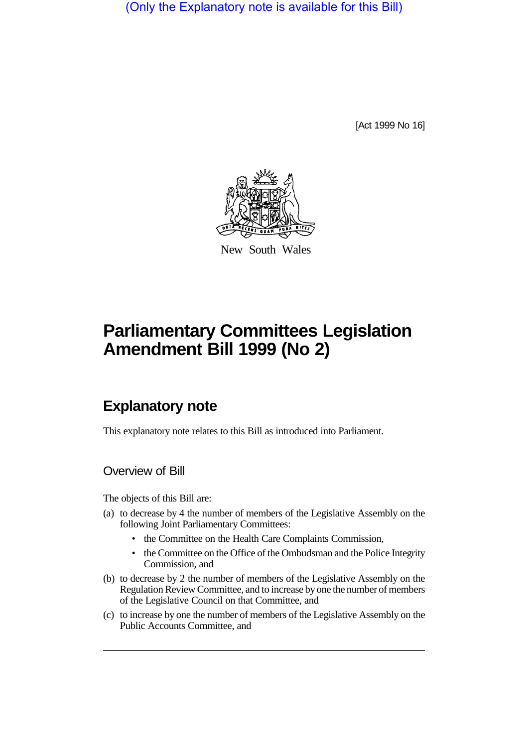(Only the Explanatory note is available for this Bill)

[Act 1999 No 16]

New South Wales

# Parliamentary Committees Legislation Amendment Bill 1999 (No 2)

## Explanatory note

This explanatory note relates to this Bill as introduced into Parliament.

### Overview of Bill

The objects of this Bill are:

(a) to decrease by 4 the number of members of the Legislative Assembly on the following Joint Parliamentary Committees:
   - the Committee on the Health Care Complaints Commission,
   - the Committee on the Office of the Ombudsman and the Police Integrity Commission, and

(b) to decrease by 2 the number of members of the Legislative Assembly on the Regulation Review Committee, and to increase by one the number of members of the Legislative Council on that Committee, and

(c) to increase by one the number of members of the Legislative Assembly on the Public Accounts Committee, and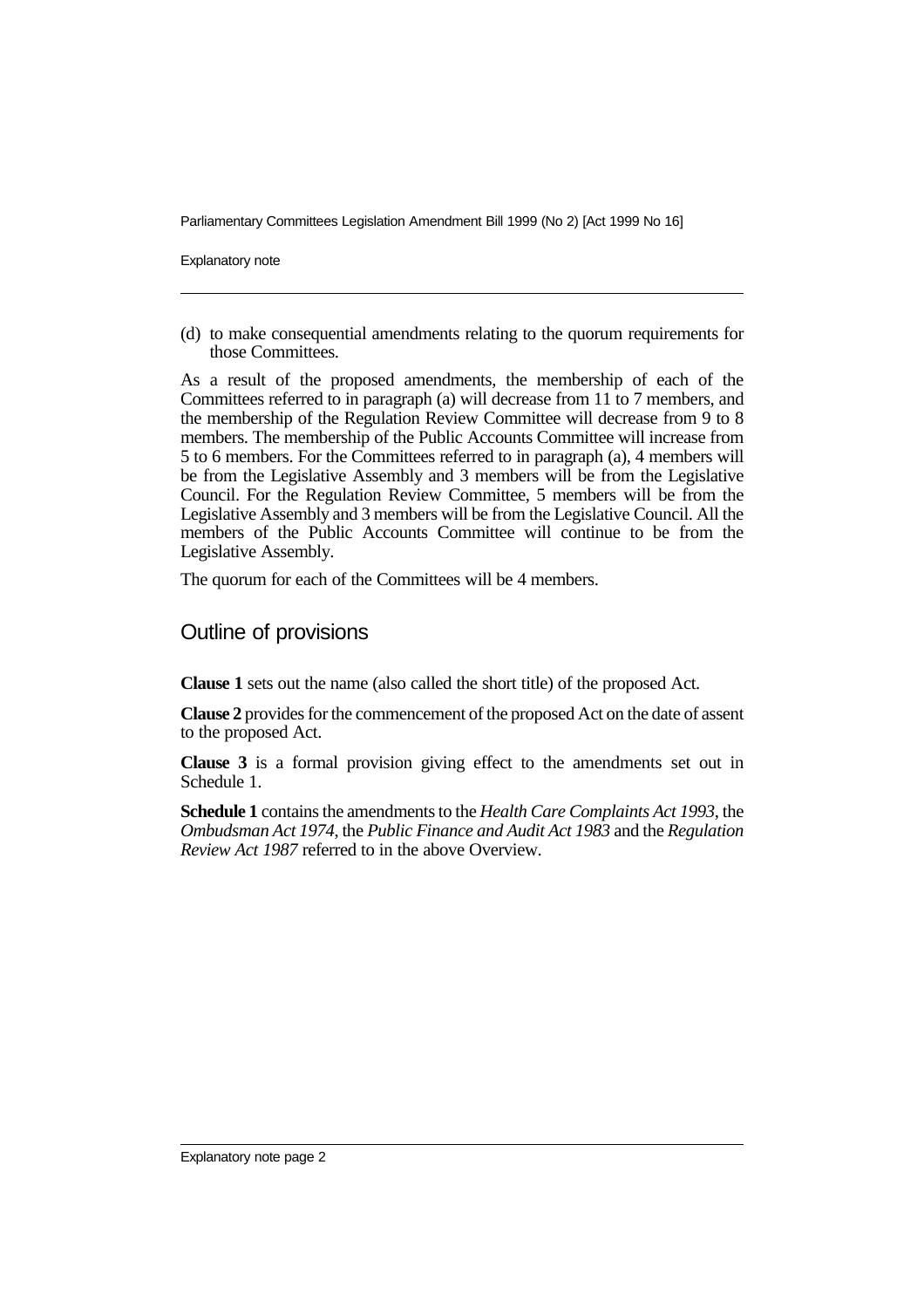(d) to make consequential amendments relating to the quorum requirements for those Committees.

As a result of the proposed amendments, the membership of each of the Committees referred to in paragraph (a) will decrease from 11 to 7 members, and the membership of the Regulation Review Committee will decrease from 9 to 8 members. The membership of the Public Accounts Committee will increase from 5 to 6 members. For the Committees referred to in paragraph (a), 4 members will be from the Legislative Assembly and 3 members will be from the Legislative Council. For the Regulation Review Committee, 5 members will be from the Legislative Assembly and 3 members will be from the Legislative Council. All the members of the Public Accounts Committee will continue to be from the Legislative Assembly.

The quorum for each of the Committees will be 4 members.

## Outline of provisions

**Clause 1** sets out the name (also called the short title) of the proposed Act.

**Clause 2** provides for the commencement of the proposed Act on the date of assent to the proposed Act.

**Clause 3** is a formal provision giving effect to the amendments set out in Schedule 1.

**Schedule 1** contains the amendments to the *Health Care Complaints Act 1993*, the *Ombudsman Act 1974*, the *Public Finance and Audit Act 1983* and the *Regulation Review Act 1987* referred to in the above Overview.